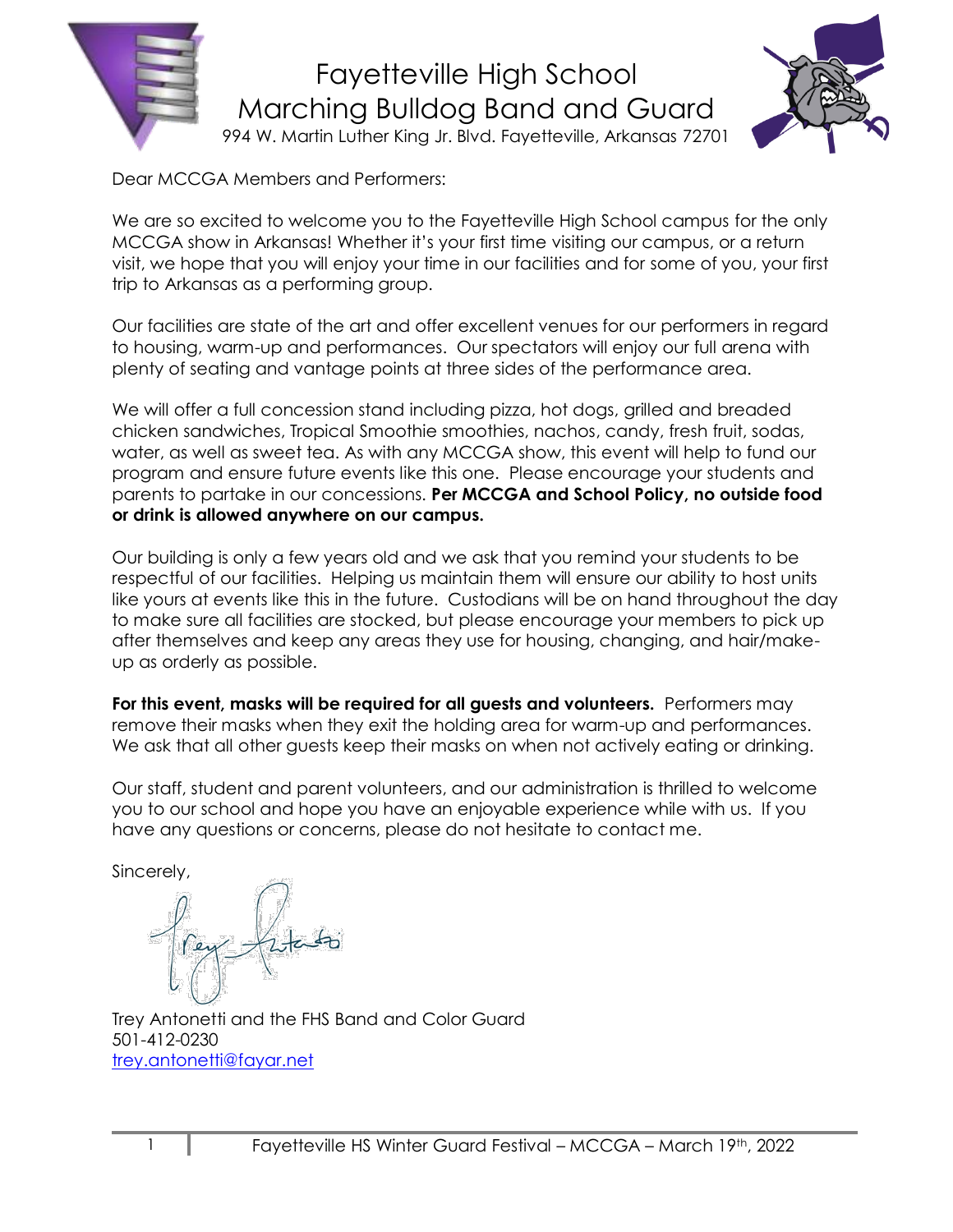# Fayetteville High School
# Marching Bulldog Band and Guard

994 W. Martin Luther King Jr. Blvd. Fayetteville, Arkansas 72701

Dear MCCGA Members and Performers:

We are so excited to welcome you to the Fayetteville High School campus for the only MCCGA show in Arkansas! Whether it's your first time visiting our campus, or a return visit, we hope that you will enjoy your time in our facilities and for some of you, your first trip to Arkansas as a performing group.

Our facilities are state of the art and offer excellent venues for our performers in regard to housing, warm-up and performances. Our spectators will enjoy our full arena with plenty of seating and vantage points at three sides of the performance area.

We will offer a full concession stand including pizza, hot dogs, grilled and breaded chicken sandwiches, Tropical Smoothie smoothies, nachos, candy, fresh fruit, sodas, water, as well as sweet tea. As with any MCCGA show, this event will help to fund our program and ensure future events like this one. Please encourage your students and parents to partake in our concessions. **Per MCCGA and School Policy, no outside food or drink is allowed anywhere on our campus.**

Our building is only a few years old and we ask that you remind your students to be respectful of our facilities. Helping us maintain them will ensure our ability to host units like yours at events like this in the future. Custodians will be on hand throughout the day to make sure all facilities are stocked, but please encourage your members to pick up after themselves and keep any areas they use for housing, changing, and hair/make-up as orderly as possible.

**For this event, masks will be required for all guests and volunteers.** Performers may remove their masks when they exit the holding area for warm-up and performances. We ask that all other guests keep their masks on when not actively eating or drinking.

Our staff, student and parent volunteers, and our administration is thrilled to welcome you to our school and hope you have an enjoyable experience while with us. If you have any questions or concerns, please do not hesitate to contact me.

Sincerely,

Trey Antonetti and the FHS Band and Color Guard
501-412-0230
trey.antonetti@fayar.net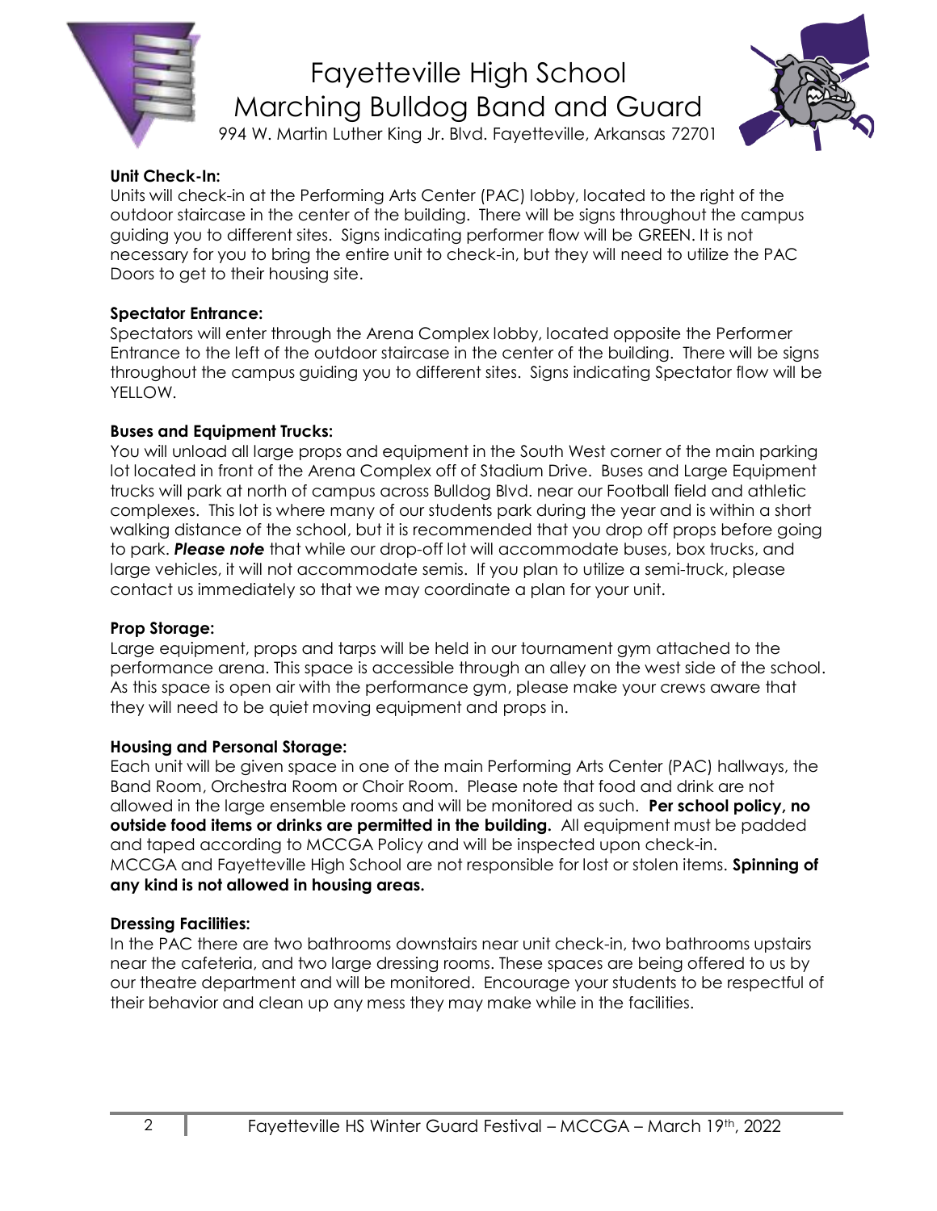**Unit Check-In:**
Units will check-in at the Performing Arts Center (PAC) lobby, located to the right of the outdoor staircase in the center of the building. There will be signs throughout the campus guiding you to different sites. Signs indicating performer flow will be GREEN. It is not necessary for you to bring the entire unit to check-in, but they will need to utilize the PAC Doors to get to their housing site.

**Spectator Entrance:**
Spectators will enter through the Arena Complex lobby, located opposite the Performer Entrance to the left of the outdoor staircase in the center of the building. There will be signs throughout the campus guiding you to different sites. Signs indicating Spectator flow will be YELLOW.

**Buses and Equipment Trucks:**
You will unload all large props and equipment in the South West corner of the main parking lot located in front of the Arena Complex off of Stadium Drive. Buses and Large Equipment trucks will park at north of campus across Bulldog Blvd. near our Football field and athletic complexes. This lot is where many of our students park during the year and is within a short walking distance of the school, but it is recommended that you drop off props before going to park. ***Please note*** that while our drop-off lot will accommodate buses, box trucks, and large vehicles, it will not accommodate semis. If you plan to utilize a semi-truck, please contact us immediately so that we may coordinate a plan for your unit.

**Prop Storage:**
Large equipment, props and tarps will be held in our tournament gym attached to the performance arena. This space is accessible through an alley on the west side of the school. As this space is open air with the performance gym, please make your crews aware that they will need to be quiet moving equipment and props in.

**Housing and Personal Storage:**
Each unit will be given space in one of the main Performing Arts Center (PAC) hallways, the Band Room, Orchestra Room or Choir Room. Please note that food and drink are not allowed in the large ensemble rooms and will be monitored as such. **Per school policy, no outside food items or drinks are permitted in the building.** All equipment must be padded and taped according to MCCGA Policy and will be inspected upon check-in. MCCGA and Fayetteville High School are not responsible for lost or stolen items. **Spinning of any kind is not allowed in housing areas.**

**Dressing Facilities:**
In the PAC there are two bathrooms downstairs near unit check-in, two bathrooms upstairs near the cafeteria, and two large dressing rooms. These spaces are being offered to us by our theatre department and will be monitored. Encourage your students to be respectful of their behavior and clean up any mess they may make while in the facilities.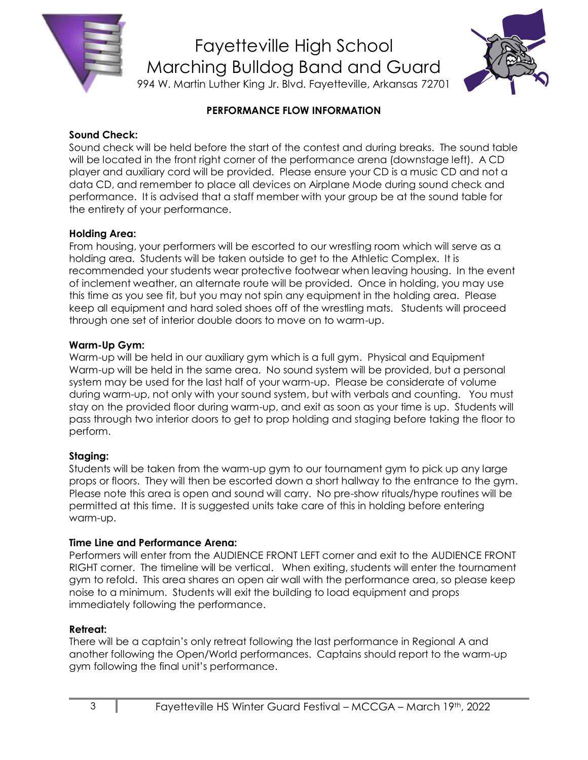# Fayetteville High School
# Marching Bulldog Band and Guard

994 W. Martin Luther King Jr. Blvd. Fayetteville, Arkansas 72701

## PERFORMANCE FLOW INFORMATION

**Sound Check:**
Sound check will be held before the start of the contest and during breaks. The sound table will be located in the front right corner of the performance arena (downstage left). A CD player and auxiliary cord will be provided. Please ensure your CD is a music CD and not a data CD, and remember to place all devices on Airplane Mode during sound check and performance. It is advised that a staff member with your group be at the sound table for the entirety of your performance.

**Holding Area:**
From housing, your performers will be escorted to our wrestling room which will serve as a holding area. Students will be taken outside to get to the Athletic Complex. It is recommended your students wear protective footwear when leaving housing. In the event of inclement weather, an alternate route will be provided. Once in holding, you may use this time as you see fit, but you may not spin any equipment in the holding area. Please keep all equipment and hard soled shoes off of the wrestling mats. Students will proceed through one set of interior double doors to move on to warm-up.

**Warm-Up Gym:**
Warm-up will be held in our auxiliary gym which is a full gym. Physical and Equipment Warm-up will be held in the same area. No sound system will be provided, but a personal system may be used for the last half of your warm-up. Please be considerate of volume during warm-up, not only with your sound system, but with verbals and counting. You must stay on the provided floor during warm-up, and exit as soon as your time is up. Students will pass through two interior doors to get to prop holding and staging before taking the floor to perform.

**Staging:**
Students will be taken from the warm-up gym to our tournament gym to pick up any large props or floors. They will then be escorted down a short hallway to the entrance to the gym. Please note this area is open and sound will carry. No pre-show rituals/hype routines will be permitted at this time. It is suggested units take care of this in holding before entering warm-up.

**Time Line and Performance Arena:**
Performers will enter from the AUDIENCE FRONT LEFT corner and exit to the AUDIENCE FRONT RIGHT corner. The timeline will be vertical. When exiting, students will enter the tournament gym to refold. This area shares an open air wall with the performance area, so please keep noise to a minimum. Students will exit the building to load equipment and props immediately following the performance.

**Retreat:**
There will be a captain's only retreat following the last performance in Regional A and another following the Open/World performances. Captains should report to the warm-up gym following the final unit's performance.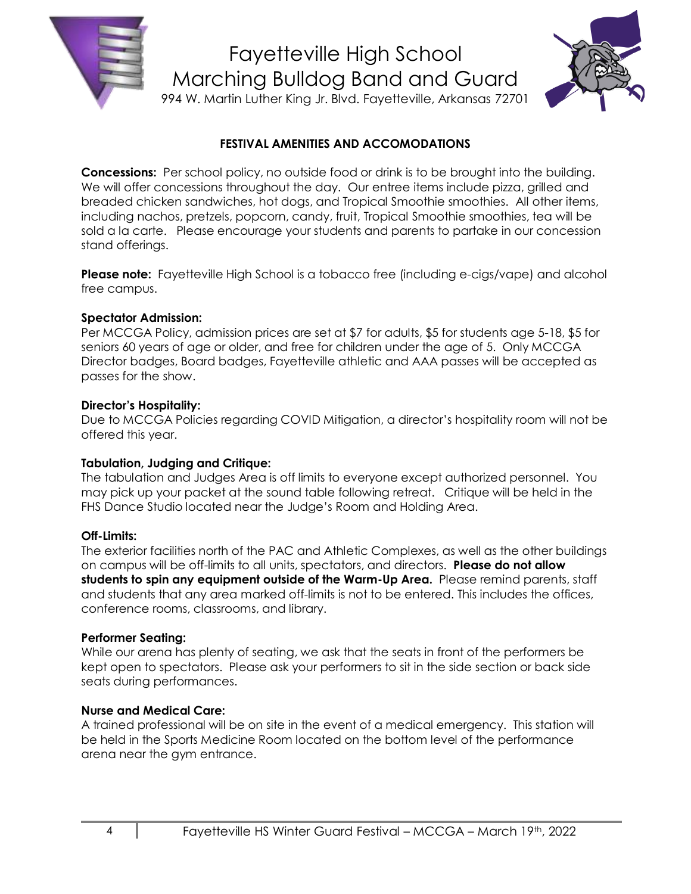# Fayetteville High School
# Marching Bulldog Band and Guard

994 W. Martin Luther King Jr. Blvd. Fayetteville, Arkansas 72701

## FESTIVAL AMENITIES AND ACCOMODATIONS

**Concessions:** Per school policy, no outside food or drink is to be brought into the building. We will offer concessions throughout the day. Our entree items include pizza, grilled and breaded chicken sandwiches, hot dogs, and Tropical Smoothie smoothies. All other items, including nachos, pretzels, popcorn, candy, fruit, Tropical Smoothie smoothies, tea will be sold a la carte. Please encourage your students and parents to partake in our concession stand offerings.

**Please note:** Fayetteville High School is a tobacco free (including e-cigs/vape) and alcohol free campus.

**Spectator Admission:**
Per MCCGA Policy, admission prices are set at $7 for adults, $5 for students age 5-18, $5 for seniors 60 years of age or older, and free for children under the age of 5. Only MCCGA Director badges, Board badges, Fayetteville athletic and AAA passes will be accepted as passes for the show.

**Director's Hospitality:**
Due to MCCGA Policies regarding COVID Mitigation, a director's hospitality room will not be offered this year.

**Tabulation, Judging and Critique:**
The tabulation and Judges Area is off limits to everyone except authorized personnel. You may pick up your packet at the sound table following retreat. Critique will be held in the FHS Dance Studio located near the Judge's Room and Holding Area.

**Off-Limits:**
The exterior facilities north of the PAC and Athletic Complexes, as well as the other buildings on campus will be off-limits to all units, spectators, and directors. **Please do not allow students to spin any equipment outside of the Warm-Up Area.** Please remind parents, staff and students that any area marked off-limits is not to be entered. This includes the offices, conference rooms, classrooms, and library.

**Performer Seating:**
While our arena has plenty of seating, we ask that the seats in front of the performers be kept open to spectators. Please ask your performers to sit in the side section or back side seats during performances.

**Nurse and Medical Care:**
A trained professional will be on site in the event of a medical emergency. This station will be held in the Sports Medicine Room located on the bottom level of the performance arena near the gym entrance.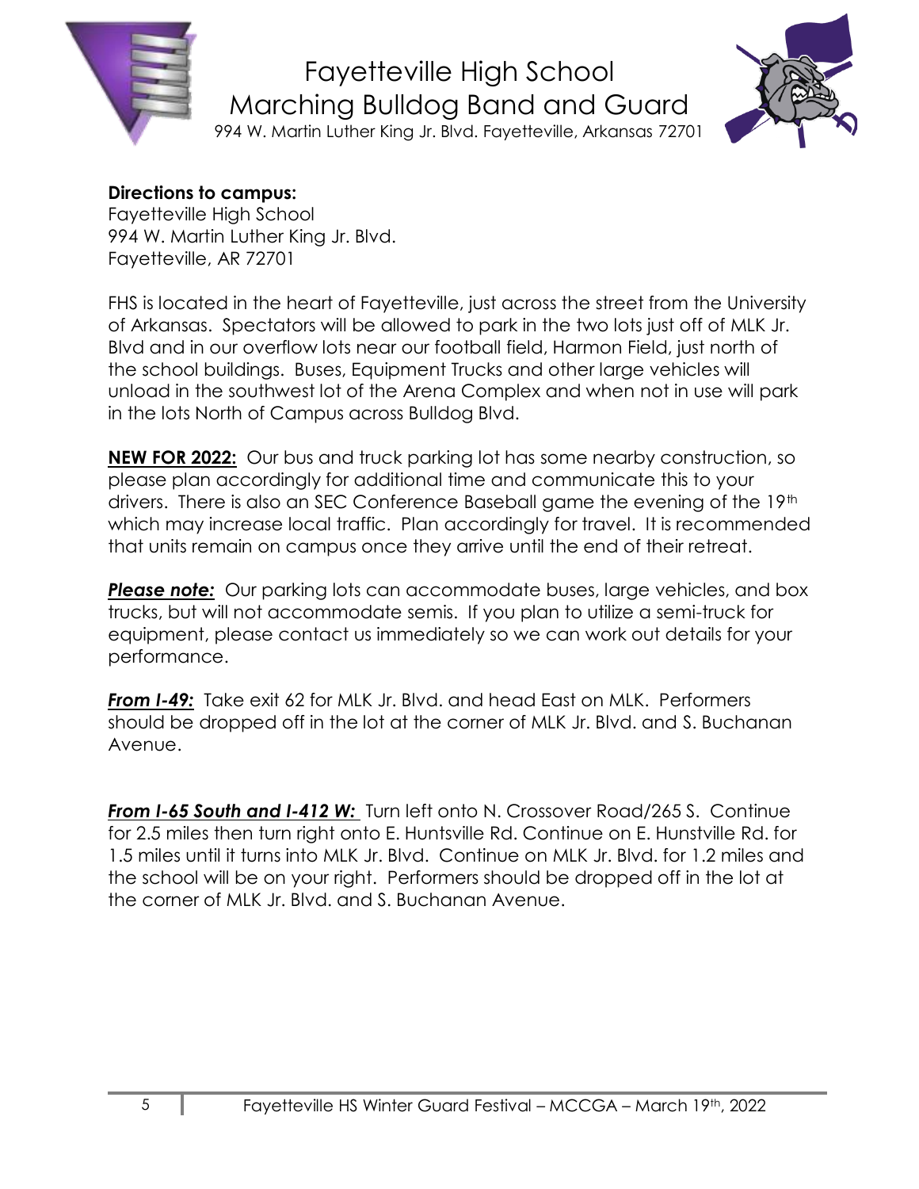# Fayetteville High School
# Marching Bulldog Band and Guard
994 W. Martin Luther King Jr. Blvd. Fayetteville, Arkansas 72701

**Directions to campus:**
Fayetteville High School
994 W. Martin Luther King Jr. Blvd.
Fayetteville, AR 72701

FHS is located in the heart of Fayetteville, just across the street from the University of Arkansas. Spectators will be allowed to park in the two lots just off of MLK Jr. Blvd and in our overflow lots near our football field, Harmon Field, just north of the school buildings. Buses, Equipment Trucks and other large vehicles will unload in the southwest lot of the Arena Complex and when not in use will park in the lots North of Campus across Bulldog Blvd.

**NEW FOR 2022:** Our bus and truck parking lot has some nearby construction, so please plan accordingly for additional time and communicate this to your drivers. There is also an SEC Conference Baseball game the evening of the 19th which may increase local traffic. Plan accordingly for travel. It is recommended that units remain on campus once they arrive until the end of their retreat.

***Please note:*** Our parking lots can accommodate buses, large vehicles, and box trucks, but will not accommodate semis. If you plan to utilize a semi-truck for equipment, please contact us immediately so we can work out details for your performance.

***From I-49:*** Take exit 62 for MLK Jr. Blvd. and head East on MLK. Performers should be dropped off in the lot at the corner of MLK Jr. Blvd. and S. Buchanan Avenue.

***From I-65 South and I-412 W:*** Turn left onto N. Crossover Road/265 S. Continue for 2.5 miles then turn right onto E. Huntsville Rd. Continue on E. Hunstville Rd. for 1.5 miles until it turns into MLK Jr. Blvd. Continue on MLK Jr. Blvd. for 1.2 miles and the school will be on your right. Performers should be dropped off in the lot at the corner of MLK Jr. Blvd. and S. Buchanan Avenue.